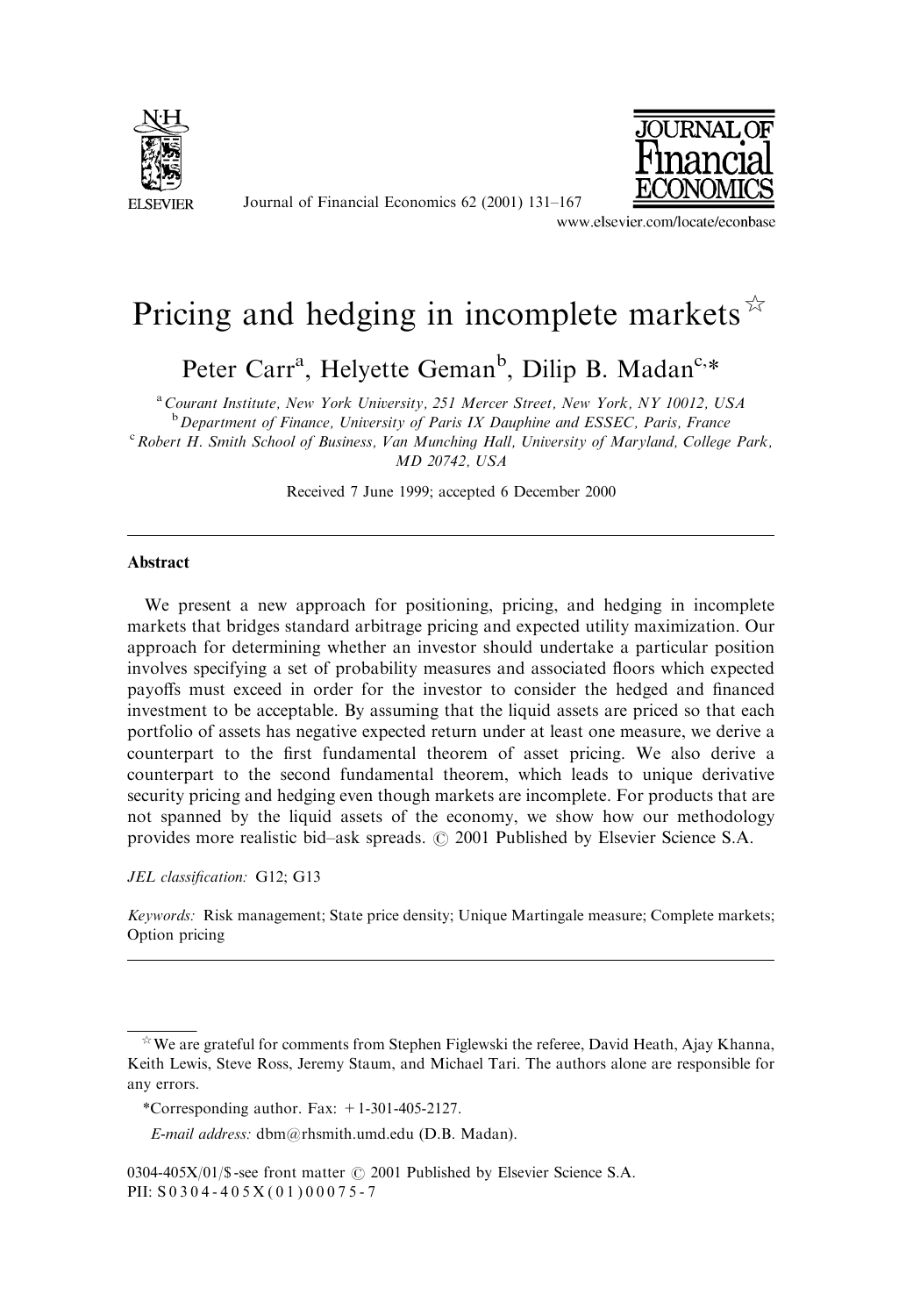# Pricing and hedging in incomplete markets☆

Peter Carr[a], Helyette Geman[b], Dilip B. Madan[c,*]

[a] *Courant Institute, New York University, 251 Mercer Street, New York, NY 10012, USA*

[b] *Department of Finance, University of Paris IX Dauphine and ESSEC, Paris, France*

[c] *Robert H. Smith School of Business, Van Munching Hall, University of Maryland, College Park, MD 20742, USA*

Received 7 June 1999; accepted 6 December 2000

## Abstract

We present a new approach for positioning, pricing, and hedging in incomplete markets that bridges standard arbitrage pricing and expected utility maximization. Our approach for determining whether an investor should undertake a particular position involves specifying a set of probability measures and associated floors which expected payoffs must exceed in order for the investor to consider the hedged and financed investment to be acceptable. By assuming that the liquid assets are priced so that each portfolio of assets has negative expected return under at least one measure, we derive a counterpart to the first fundamental theorem of asset pricing. We also derive a counterpart to the second fundamental theorem, which leads to unique derivative security pricing and hedging even though markets are incomplete. For products that are not spanned by the liquid assets of the economy, we show how our methodology provides more realistic bid–ask spreads. © 2001 Published by Elsevier Science S.A.

*JEL classification:* G12; G13

*Keywords:* Risk management; State price density; Unique Martingale measure; Complete markets; Option pricing

---

☆ We are grateful for comments from Stephen Figlewski the referee, David Heath, Ajay Khanna, Keith Lewis, Steve Ross, Jeremy Staum, and Michael Tari. The authors alone are responsible for any errors.

*Corresponding author. Fax: +1-301-405-2127.

*E-mail address:* dbm@rhsmith.umd.edu (D.B. Madan).

0304-405X/01/$-see front matter © 2001 Published by Elsevier Science S.A.
PII: S0304-405X(01)00075-7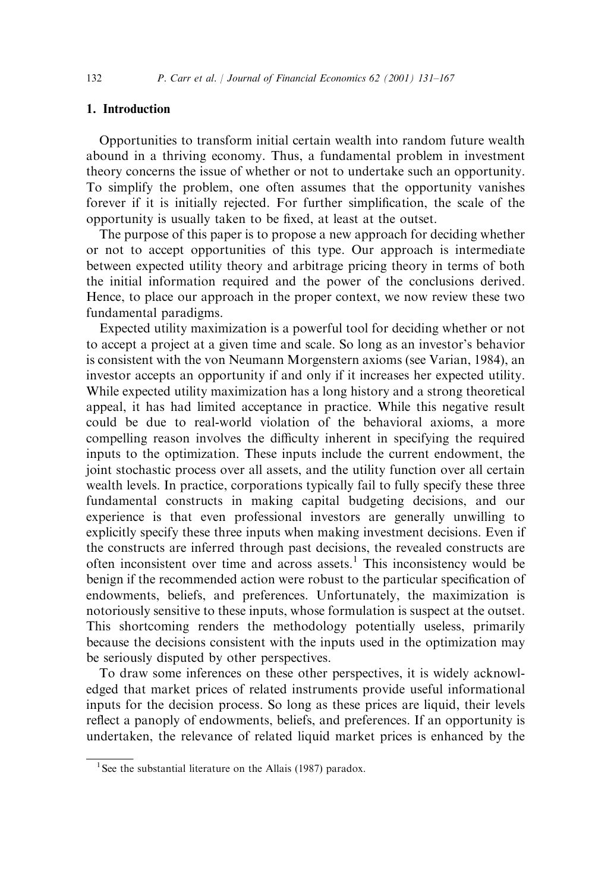## 1. Introduction

Opportunities to transform initial certain wealth into random future wealth abound in a thriving economy. Thus, a fundamental problem in investment theory concerns the issue of whether or not to undertake such an opportunity. To simplify the problem, one often assumes that the opportunity vanishes forever if it is initially rejected. For further simplification, the scale of the opportunity is usually taken to be fixed, at least at the outset.

The purpose of this paper is to propose a new approach for deciding whether or not to accept opportunities of this type. Our approach is intermediate between expected utility theory and arbitrage pricing theory in terms of both the initial information required and the power of the conclusions derived. Hence, to place our approach in the proper context, we now review these two fundamental paradigms.

Expected utility maximization is a powerful tool for deciding whether or not to accept a project at a given time and scale. So long as an investor's behavior is consistent with the von Neumann Morgenstern axioms (see Varian, 1984), an investor accepts an opportunity if and only if it increases her expected utility. While expected utility maximization has a long history and a strong theoretical appeal, it has had limited acceptance in practice. While this negative result could be due to real-world violation of the behavioral axioms, a more compelling reason involves the difficulty inherent in specifying the required inputs to the optimization. These inputs include the current endowment, the joint stochastic process over all assets, and the utility function over all certain wealth levels. In practice, corporations typically fail to fully specify these three fundamental constructs in making capital budgeting decisions, and our experience is that even professional investors are generally unwilling to explicitly specify these three inputs when making investment decisions. Even if the constructs are inferred through past decisions, the revealed constructs are often inconsistent over time and across assets.[1] This inconsistency would be benign if the recommended action were robust to the particular specification of endowments, beliefs, and preferences. Unfortunately, the maximization is notoriously sensitive to these inputs, whose formulation is suspect at the outset. This shortcoming renders the methodology potentially useless, primarily because the decisions consistent with the inputs used in the optimization may be seriously disputed by other perspectives.

To draw some inferences on these other perspectives, it is widely acknowledged that market prices of related instruments provide useful informational inputs for the decision process. So long as these prices are liquid, their levels reflect a panoply of endowments, beliefs, and preferences. If an opportunity is undertaken, the relevance of related liquid market prices is enhanced by the

[1] See the substantial literature on the Allais (1987) paradox.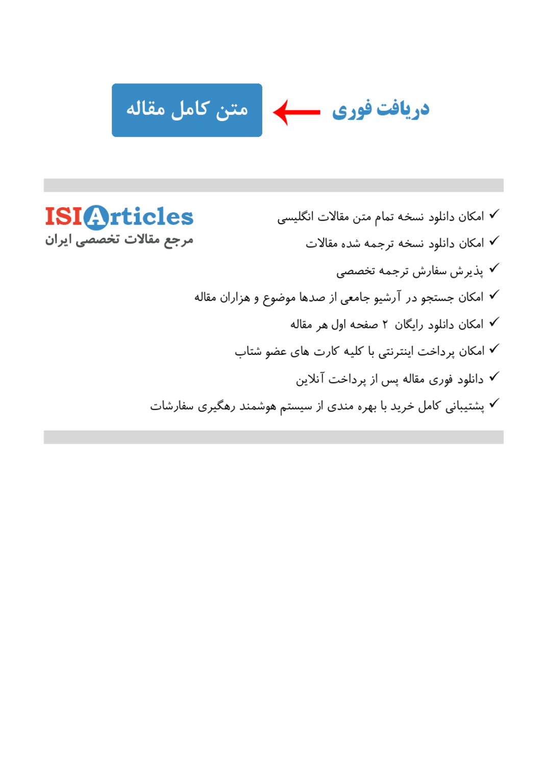دریافت فوری ← متن کامل مقاله

ISIArticles
مرجع مقالات تخصصی ایران

- ✓ امکان دانلود نسخه تمام متن مقالات انگلیسی
- ✓ امکان دانلود نسخه ترجمه شده مقالات
- ✓ پذیرش سفارش ترجمه تخصصی
- ✓ امکان جستجو در آرشیو جامعی از صدها موضوع و هزاران مقاله
- ✓ امکان دانلود رایگان ۲ صفحه اول هر مقاله
- ✓ امکان پرداخت اینترنتی با کلیه کارت های عضو شتاب
- ✓ دانلود فوری مقاله پس از پرداخت آنلاین
- ✓ پشتیبانی کامل خرید با بهره مندی از سیستم هوشمند رهگیری سفارشات